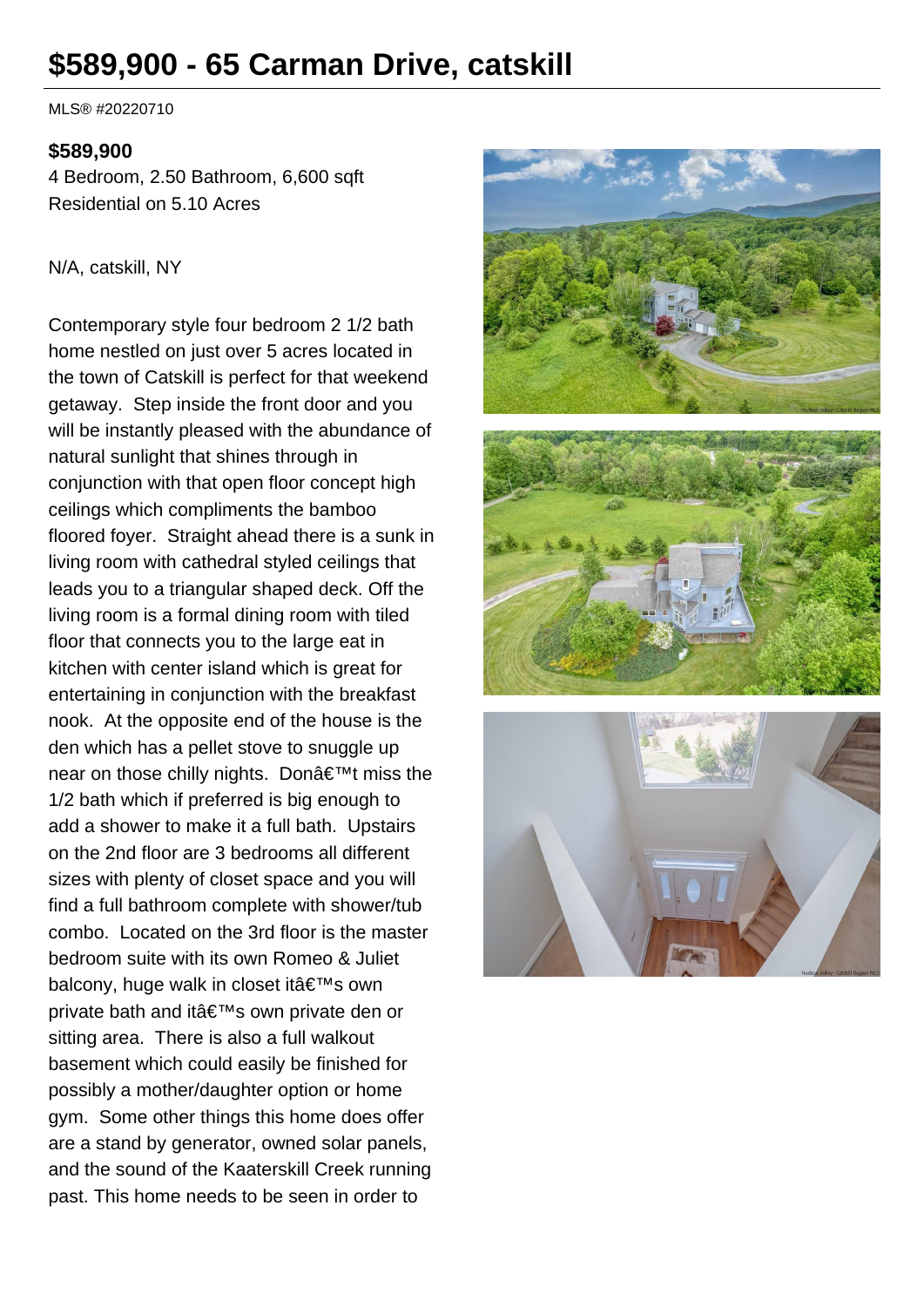# $589,900 - 65 Carman Drive, catskill

MLS® #20220710

**$589,900**

4 Bedroom, 2.50 Bathroom, 6,600 sqft
Residential on 5.10 Acres

N/A, catskill, NY

Contemporary style four bedroom 2 1/2 bath home nestled on just over 5 acres located in the town of Catskill is perfect for that weekend getaway. Step inside the front door and you will be instantly pleased with the abundance of natural sunlight that shines through in conjunction with that open floor concept high ceilings which compliments the bamboo floored foyer. Straight ahead there is a sunk in living room with cathedral styled ceilings that leads you to a triangular shaped deck. Off the living room is a formal dining room with tiled floor that connects you to the large eat in kitchen with center island which is great for entertaining in conjunction with the breakfast nook. At the opposite end of the house is the den which has a pellet stove to snuggle up near on those chilly nights. Donâ€™t miss the 1/2 bath which if preferred is big enough to add a shower to make it a full bath. Upstairs on the 2nd floor are 3 bedrooms all different sizes with plenty of closet space and you will find a full bathroom complete with shower/tub combo. Located on the 3rd floor is the master bedroom suite with its own Romeo & Juliet balcony, huge walk in closet itâ€™s own private bath and itâ€™s own private den or sitting area. There is also a full walkout basement which could easily be finished for possibly a mother/daughter option or home gym. Some other things this home does offer are a stand by generator, owned solar panels, and the sound of the Kaaterskill Creek running past. This home needs to be seen in order to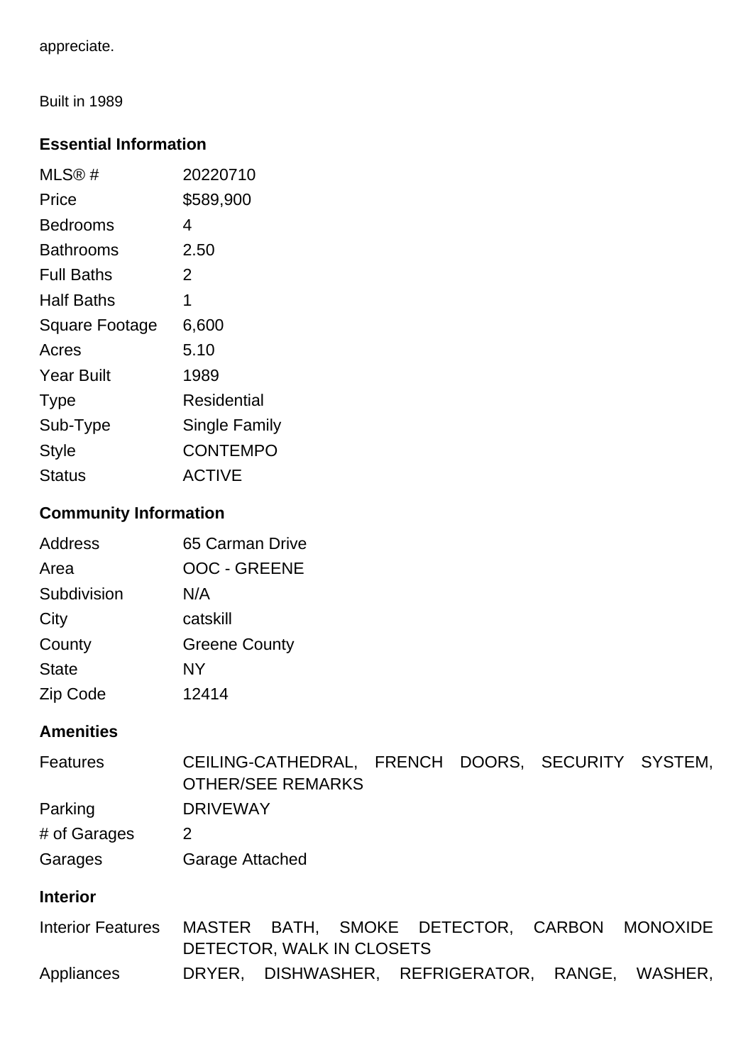appreciate.

Built in 1989

### Essential Information

| | |
|---|---|
| MLS® # | 20220710 |
| Price | $589,900 |
| Bedrooms | 4 |
| Bathrooms | 2.50 |
| Full Baths | 2 |
| Half Baths | 1 |
| Square Footage | 6,600 |
| Acres | 5.10 |
| Year Built | 1989 |
| Type | Residential |
| Sub-Type | Single Family |
| Style | CONTEMPO |
| Status | ACTIVE |

### Community Information

| | |
|---|---|
| Address | 65 Carman Drive |
| Area | OOC - GREENE |
| Subdivision | N/A |
| City | catskill |
| County | Greene County |
| State | NY |
| Zip Code | 12414 |

### Amenities

| | |
|---|---|
| Features | CEILING-CATHEDRAL, FRENCH DOORS, SECURITY SYSTEM, OTHER/SEE REMARKS |
| Parking | DRIVEWAY |
| # of Garages | 2 |
| Garages | Garage Attached |

### Interior

| | |
|---|---|
| Interior Features | MASTER BATH, SMOKE DETECTOR, CARBON MONOXIDE DETECTOR, WALK IN CLOSETS |
| Appliances | DRYER, DISHWASHER, REFRIGERATOR, RANGE, WASHER, |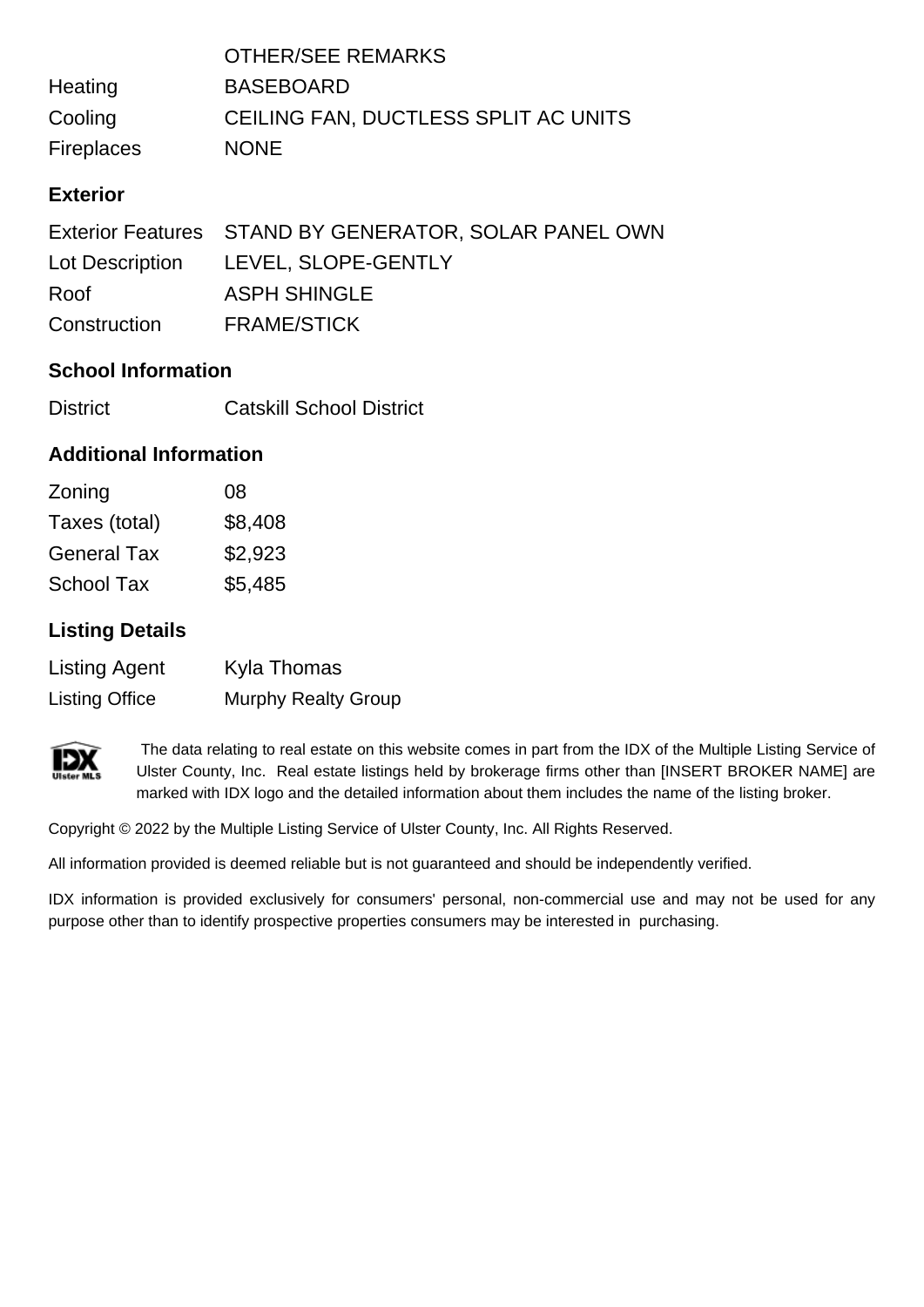| | |
|---|---|
| | OTHER/SEE REMARKS |
| Heating | BASEBOARD |
| Cooling | CEILING FAN, DUCTLESS SPLIT AC UNITS |
| Fireplaces | NONE |

### Exterior

| | |
|---|---|
| Exterior Features | STAND BY GENERATOR, SOLAR PANEL OWN |
| Lot Description | LEVEL, SLOPE-GENTLY |
| Roof | ASPH SHINGLE |
| Construction | FRAME/STICK |

### School Information

| | |
|---|---|
| District | Catskill School District |

### Additional Information

| | |
|---|---|
| Zoning | 08 |
| Taxes (total) | $8,408 |
| General Tax | $2,923 |
| School Tax | $5,485 |

### Listing Details

| | |
|---|---|
| Listing Agent | Kyla Thomas |
| Listing Office | Murphy Realty Group |

The data relating to real estate on this website comes in part from the IDX of the Multiple Listing Service of Ulster County, Inc. Real estate listings held by brokerage firms other than [INSERT BROKER NAME] are marked with IDX logo and the detailed information about them includes the name of the listing broker.

Copyright © 2022 by the Multiple Listing Service of Ulster County, Inc. All Rights Reserved.

All information provided is deemed reliable but is not guaranteed and should be independently verified.

IDX information is provided exclusively for consumers' personal, non-commercial use and may not be used for any purpose other than to identify prospective properties consumers may be interested in purchasing.